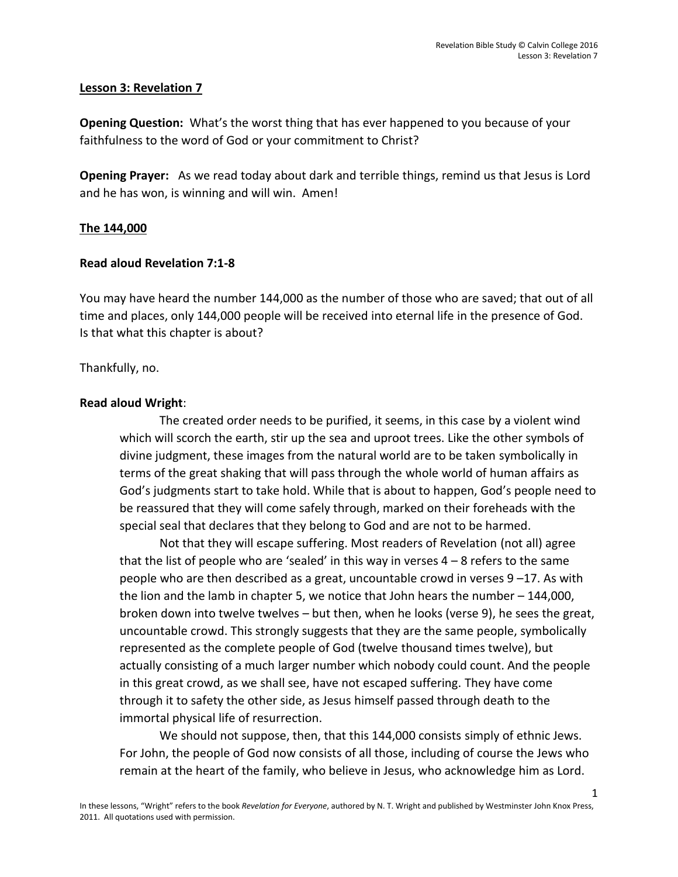## Lesson 3: Revelation 7

**Opening Question:** What's the worst thing that has ever happened to you because of your faithfulness to the word of God or your commitment to Christ?

**Opening Prayer:** As we read today about dark and terrible things, remind us that Jesus is Lord and he has won, is winning and will win. Amen!

### The 144,000

**Read aloud Revelation 7:1-8**

You may have heard the number 144,000 as the number of those who are saved; that out of all time and places, only 144,000 people will be received into eternal life in the presence of God. Is that what this chapter is about?

Thankfully, no.

**Read aloud Wright**:

> The created order needs to be purified, it seems, in this case by a violent wind which will scorch the earth, stir up the sea and uproot trees. Like the other symbols of divine judgment, these images from the natural world are to be taken symbolically in terms of the great shaking that will pass through the whole world of human affairs as God's judgments start to take hold. While that is about to happen, God's people need to be reassured that they will come safely through, marked on their foreheads with the special seal that declares that they belong to God and are not to be harmed.
>
> Not that they will escape suffering. Most readers of Revelation (not all) agree that the list of people who are 'sealed' in this way in verses 4 – 8 refers to the same people who are then described as a great, uncountable crowd in verses 9 –17. As with the lion and the lamb in chapter 5, we notice that John hears the number – 144,000, broken down into twelve twelves – but then, when he looks (verse 9), he sees the great, uncountable crowd. This strongly suggests that they are the same people, symbolically represented as the complete people of God (twelve thousand times twelve), but actually consisting of a much larger number which nobody could count. And the people in this great crowd, as we shall see, have not escaped suffering. They have come through it to safety the other side, as Jesus himself passed through death to the immortal physical life of resurrection.
>
> We should not suppose, then, that this 144,000 consists simply of ethnic Jews. For John, the people of God now consists of all those, including of course the Jews who remain at the heart of the family, who believe in Jesus, who acknowledge him as Lord.

In these lessons, "Wright" refers to the book *Revelation for Everyone*, authored by N. T. Wright and published by Westminster John Knox Press, 2011. All quotations used with permission.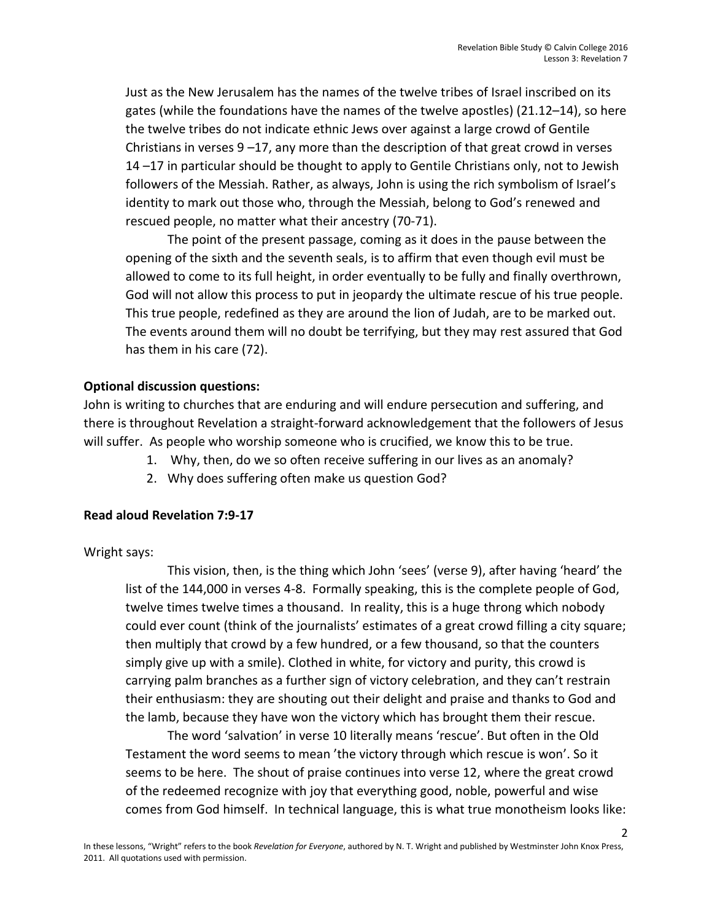Just as the New Jerusalem has the names of the twelve tribes of Israel inscribed on its gates (while the foundations have the names of the twelve apostles) (21.12–14), so here the twelve tribes do not indicate ethnic Jews over against a large crowd of Gentile Christians in verses 9 –17, any more than the description of that great crowd in verses 14 –17 in particular should be thought to apply to Gentile Christians only, not to Jewish followers of the Messiah. Rather, as always, John is using the rich symbolism of Israel's identity to mark out those who, through the Messiah, belong to God's renewed and rescued people, no matter what their ancestry (70-71).

The point of the present passage, coming as it does in the pause between the opening of the sixth and the seventh seals, is to affirm that even though evil must be allowed to come to its full height, in order eventually to be fully and finally overthrown, God will not allow this process to put in jeopardy the ultimate rescue of his true people. This true people, redefined as they are around the lion of Judah, are to be marked out. The events around them will no doubt be terrifying, but they may rest assured that God has them in his care (72).

**Optional discussion questions:**

John is writing to churches that are enduring and will endure persecution and suffering, and there is throughout Revelation a straight-forward acknowledgement that the followers of Jesus will suffer. As people who worship someone who is crucified, we know this to be true.

1. Why, then, do we so often receive suffering in our lives as an anomaly?
2. Why does suffering often make us question God?

**Read aloud Revelation 7:9-17**

Wright says:

This vision, then, is the thing which John 'sees' (verse 9), after having 'heard' the list of the 144,000 in verses 4-8. Formally speaking, this is the complete people of God, twelve times twelve times a thousand. In reality, this is a huge throng which nobody could ever count (think of the journalists' estimates of a great crowd filling a city square; then multiply that crowd by a few hundred, or a few thousand, so that the counters simply give up with a smile). Clothed in white, for victory and purity, this crowd is carrying palm branches as a further sign of victory celebration, and they can't restrain their enthusiasm: they are shouting out their delight and praise and thanks to God and the lamb, because they have won the victory which has brought them their rescue.

The word 'salvation' in verse 10 literally means 'rescue'. But often in the Old Testament the word seems to mean 'the victory through which rescue is won'. So it seems to be here. The shout of praise continues into verse 12, where the great crowd of the redeemed recognize with joy that everything good, noble, powerful and wise comes from God himself. In technical language, this is what true monotheism looks like:

In these lessons, "Wright" refers to the book *Revelation for Everyone*, authored by N. T. Wright and published by Westminster John Knox Press, 2011. All quotations used with permission.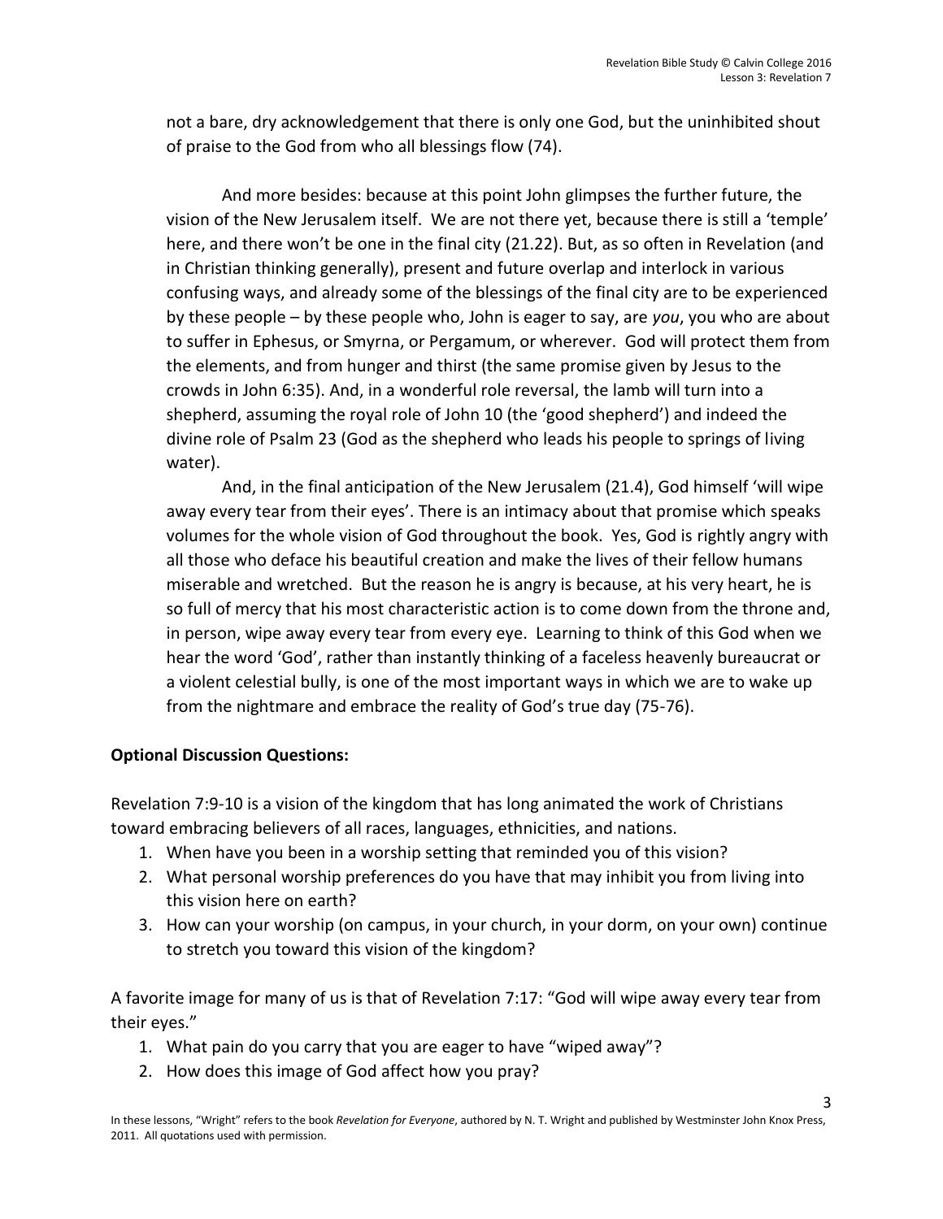not a bare, dry acknowledgement that there is only one God, but the uninhibited shout of praise to the God from who all blessings flow (74).

And more besides: because at this point John glimpses the further future, the vision of the New Jerusalem itself. We are not there yet, because there is still a 'temple' here, and there won't be one in the final city (21.22). But, as so often in Revelation (and in Christian thinking generally), present and future overlap and interlock in various confusing ways, and already some of the blessings of the final city are to be experienced by these people – by these people who, John is eager to say, are *you*, you who are about to suffer in Ephesus, or Smyrna, or Pergamum, or wherever. God will protect them from the elements, and from hunger and thirst (the same promise given by Jesus to the crowds in John 6:35). And, in a wonderful role reversal, the lamb will turn into a shepherd, assuming the royal role of John 10 (the 'good shepherd') and indeed the divine role of Psalm 23 (God as the shepherd who leads his people to springs of living water).

And, in the final anticipation of the New Jerusalem (21.4), God himself 'will wipe away every tear from their eyes'. There is an intimacy about that promise which speaks volumes for the whole vision of God throughout the book. Yes, God is rightly angry with all those who deface his beautiful creation and make the lives of their fellow humans miserable and wretched. But the reason he is angry is because, at his very heart, he is so full of mercy that his most characteristic action is to come down from the throne and, in person, wipe away every tear from every eye. Learning to think of this God when we hear the word 'God', rather than instantly thinking of a faceless heavenly bureaucrat or a violent celestial bully, is one of the most important ways in which we are to wake up from the nightmare and embrace the reality of God's true day (75-76).

**Optional Discussion Questions:**

Revelation 7:9-10 is a vision of the kingdom that has long animated the work of Christians toward embracing believers of all races, languages, ethnicities, and nations.

1. When have you been in a worship setting that reminded you of this vision?
2. What personal worship preferences do you have that may inhibit you from living into this vision here on earth?
3. How can your worship (on campus, in your church, in your dorm, on your own) continue to stretch you toward this vision of the kingdom?

A favorite image for many of us is that of Revelation 7:17: "God will wipe away every tear from their eyes."

1. What pain do you carry that you are eager to have "wiped away"?
2. How does this image of God affect how you pray?

In these lessons, "Wright" refers to the book *Revelation for Everyone*, authored by N. T. Wright and published by Westminster John Knox Press, 2011. All quotations used with permission.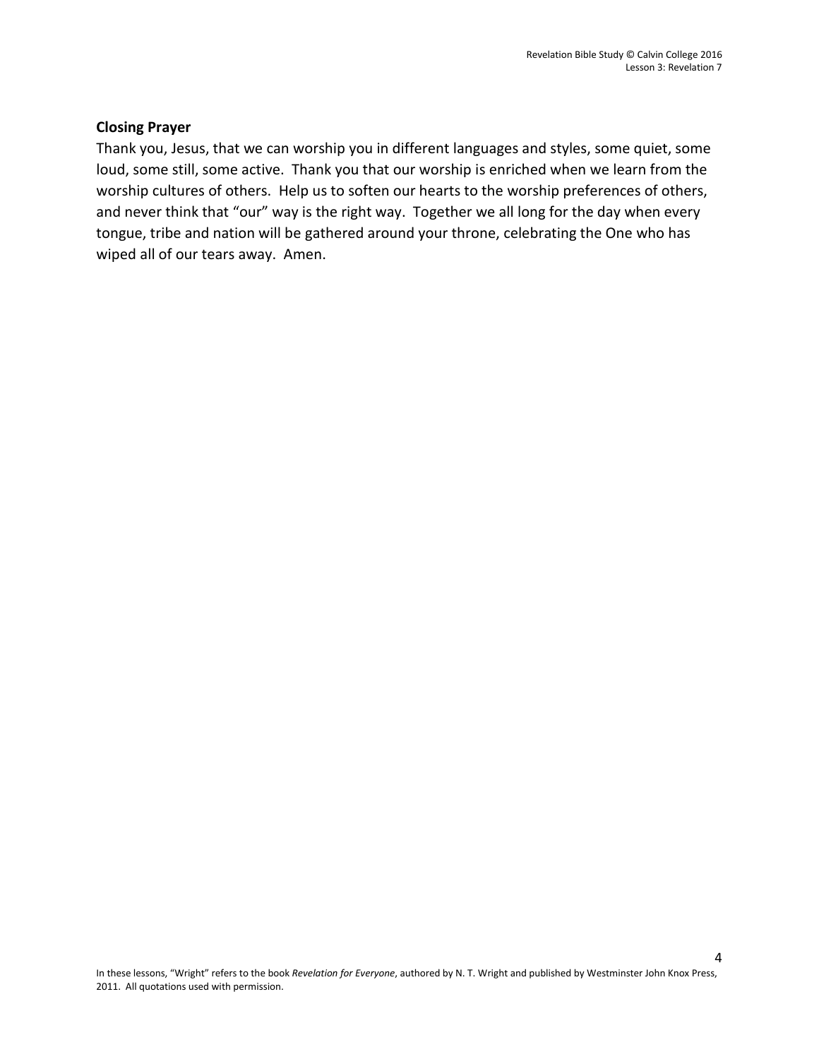**Closing Prayer**

Thank you, Jesus, that we can worship you in different languages and styles, some quiet, some loud, some still, some active. Thank you that our worship is enriched when we learn from the worship cultures of others. Help us to soften our hearts to the worship preferences of others, and never think that "our" way is the right way. Together we all long for the day when every tongue, tribe and nation will be gathered around your throne, celebrating the One who has wiped all of our tears away. Amen.